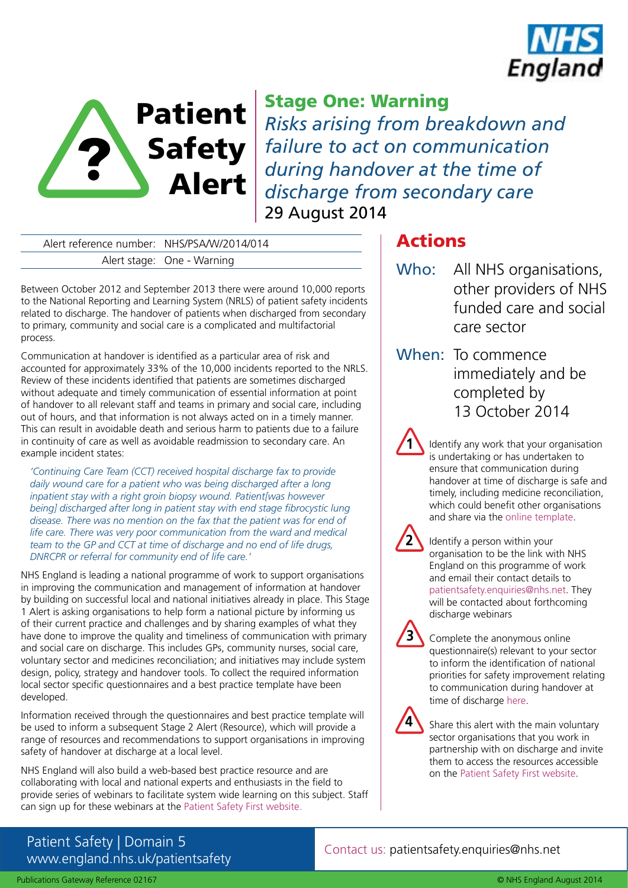# Patient Safety Alert

## Stage One: Warning

*Risks arising from breakdown and failure to act on communication during handover at the time of discharge from secondary care*

29 August 2014

| Alert reference number: | NHS/PSA/W/2014/014 |
| --- | --- |
| Alert stage: | One - Warning |

Between October 2012 and September 2013 there were around 10,000 reports to the National Reporting and Learning System (NRLS) of patient safety incidents related to discharge. The handover of patients when discharged from secondary to primary, community and social care is a complicated and multifactorial process.

Communication at handover is identified as a particular area of risk and accounted for approximately 33% of the 10,000 incidents reported to the NRLS. Review of these incidents identified that patients are sometimes discharged without adequate and timely communication of essential information at point of handover to all relevant staff and teams in primary and social care, including out of hours, and that information is not always acted on in a timely manner. This can result in avoidable death and serious harm to patients due to a failure in continuity of care as well as avoidable readmission to secondary care. An example incident states:

*'Continuing Care Team (CCT) received hospital discharge fax to provide daily wound care for a patient who was being discharged after a long inpatient stay with a right groin biopsy wound. Patient[was however being] discharged after long in patient stay with end stage fibrocystic lung disease. There was no mention on the fax that the patient was for end of life care. There was very poor communication from the ward and medical team to the GP and CCT at time of discharge and no end of life drugs, DNRCPR or referral for community end of life care.'*

NHS England is leading a national programme of work to support organisations in improving the communication and management of information at handover by building on successful local and national initiatives already in place. This Stage 1 Alert is asking organisations to help form a national picture by informing us of their current practice and challenges and by sharing examples of what they have done to improve the quality and timeliness of communication with primary and social care on discharge. This includes GPs, community nurses, social care, voluntary sector and medicines reconciliation; and initiatives may include system design, policy, strategy and handover tools. To collect the required information local sector specific questionnaires and a best practice template have been developed.

Information received through the questionnaires and best practice template will be used to inform a subsequent Stage 2 Alert (Resource), which will provide a range of resources and recommendations to support organisations in improving safety of handover at discharge at a local level.

NHS England will also build a web-based best practice resource and are collaborating with local and national experts and enthusiasts in the field to provide series of webinars to facilitate system wide learning on this subject. Staff can sign up for these webinars at the Patient Safety First website.

## Actions

**Who:** All NHS organisations, other providers of NHS funded care and social care sector

**When:** To commence immediately and be completed by 13 October 2014

1. Identify any work that your organisation is undertaking or has undertaken to ensure that communication during handover at time of discharge is safe and timely, including medicine reconciliation, which could benefit other organisations and share via the online template.
2. Identify a person within your organisation to be the link with NHS England on this programme of work and email their contact details to patientsafety.enquiries@nhs.net. They will be contacted about forthcoming discharge webinars
3. Complete the anonymous online questionnaire(s) relevant to your sector to inform the identification of national priorities for safety improvement relating to communication during handover at time of discharge here.
4. Share this alert with the main voluntary sector organisations that you work in partnership with on discharge and invite them to access the resources accessible on the Patient Safety First website.

Patient Safety | Domain 5
www.england.nhs.uk/patientsafety

Contact us: patientsafety.enquiries@nhs.net

Publications Gateway Reference 02167

© NHS England August 2014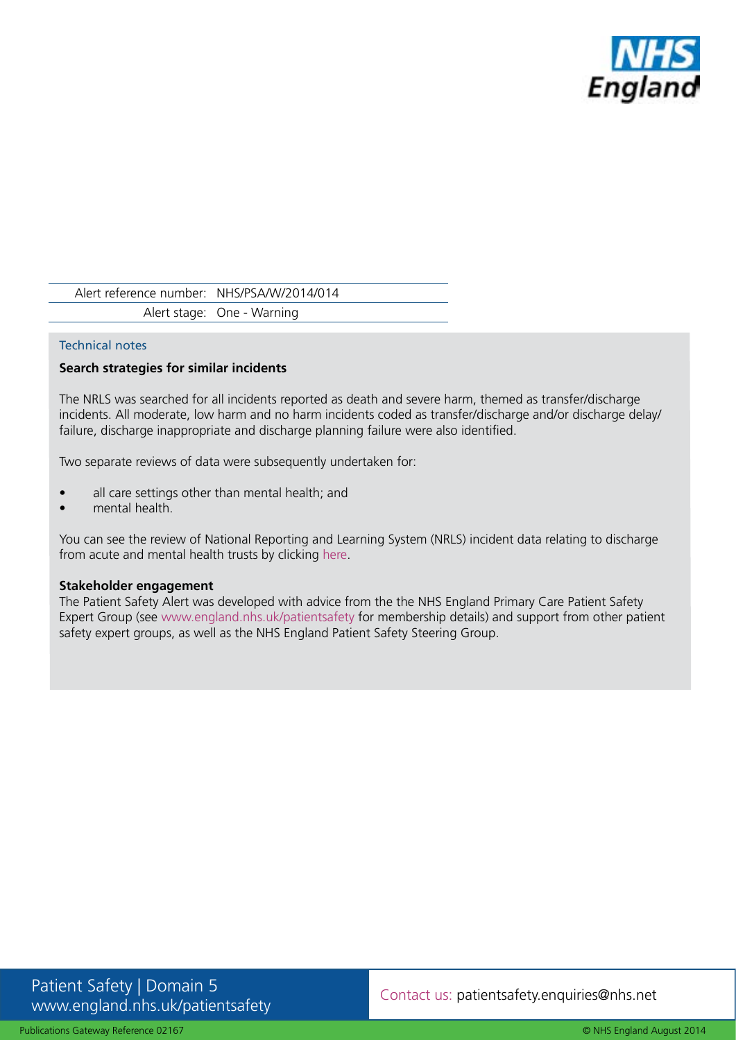| | |
|---|---|
| Alert reference number: | NHS/PSA/W/2014/014 |
| Alert stage: | One - Warning |

## Technical notes

**Search strategies for similar incidents**

The NRLS was searched for all incidents reported as death and severe harm, themed as transfer/discharge incidents. All moderate, low harm and no harm incidents coded as transfer/discharge and/or discharge delay/failure, discharge inappropriate and discharge planning failure were also identified.

Two separate reviews of data were subsequently undertaken for:

- all care settings other than mental health; and
- mental health.

You can see the review of National Reporting and Learning System (NRLS) incident data relating to discharge from acute and mental health trusts by clicking here.

**Stakeholder engagement**

The Patient Safety Alert was developed with advice from the the NHS England Primary Care Patient Safety Expert Group (see www.england.nhs.uk/patientsafety for membership details) and support from other patient safety expert groups, as well as the NHS England Patient Safety Steering Group.

Patient Safety | Domain 5
www.england.nhs.uk/patientsafety

Contact us: patientsafety.enquiries@nhs.net

Publications Gateway Reference 02167

© NHS England August 2014